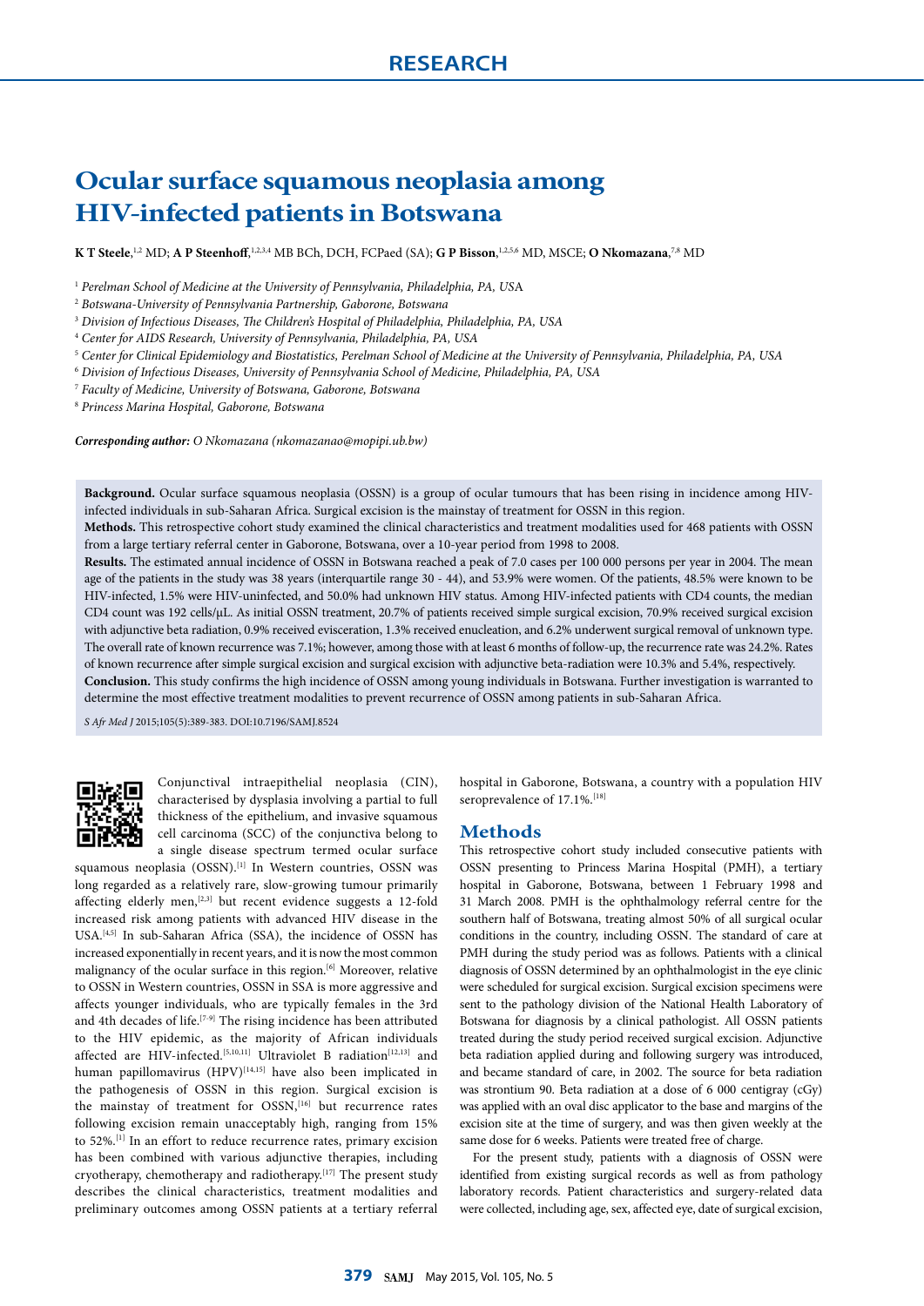# Ocular surface squamous neoplasia among HIV-infected patients in Botswana

**K T Steele**,[1,2] MD; **A P Steenhoff**,[1,2,3,4] MB BCh, DCH, FCPaed (SA); **G P Bisson**,[1,2,5,6] MD, MSCE; **O Nkomazana**,[7,8] MD

[1] *Perelman School of Medicine at the University of Pennsylvania, Philadelphia, PA, USA*
[2] *Botswana-University of Pennsylvania Partnership, Gaborone, Botswana*
[3] *Division of Infectious Diseases, The Children's Hospital of Philadelphia, Philadelphia, PA, USA*
[4] *Center for AIDS Research, University of Pennsylvania, Philadelphia, PA, USA*
[5] *Center for Clinical Epidemiology and Biostatistics, Perelman School of Medicine at the University of Pennsylvania, Philadelphia, PA, USA*
[6] *Division of Infectious Diseases, University of Pennsylvania School of Medicine, Philadelphia, PA, USA*
[7] *Faculty of Medicine, University of Botswana, Gaborone, Botswana*
[8] *Princess Marina Hospital, Gaborone, Botswana*

***Corresponding author:*** *O Nkomazana (nkomazanao@mopipi.ub.bw)*

**Background.** Ocular surface squamous neoplasia (OSSN) is a group of ocular tumours that has been rising in incidence among HIV-infected individuals in sub-Saharan Africa. Surgical excision is the mainstay of treatment for OSSN in this region.

**Methods.** This retrospective cohort study examined the clinical characteristics and treatment modalities used for 468 patients with OSSN from a large tertiary referral center in Gaborone, Botswana, over a 10-year period from 1998 to 2008.

**Results.** The estimated annual incidence of OSSN in Botswana reached a peak of 7.0 cases per 100 000 persons per year in 2004. The mean age of the patients in the study was 38 years (interquartile range 30 - 44), and 53.9% were women. Of the patients, 48.5% were known to be HIV-infected, 1.5% were HIV-uninfected, and 50.0% had unknown HIV status. Among HIV-infected patients with CD4 counts, the median CD4 count was 192 cells/µL. As initial OSSN treatment, 20.7% of patients received simple surgical excision, 70.9% received surgical excision with adjunctive beta radiation, 0.9% received evisceration, 1.3% received enucleation, and 6.2% underwent surgical removal of unknown type. The overall rate of known recurrence was 7.1%; however, among those with at least 6 months of follow-up, the recurrence rate was 24.2%. Rates of known recurrence after simple surgical excision and surgical excision with adjunctive beta-radiation were 10.3% and 5.4%, respectively.

**Conclusion.** This study confirms the high incidence of OSSN among young individuals in Botswana. Further investigation is warranted to determine the most effective treatment modalities to prevent recurrence of OSSN among patients in sub-Saharan Africa.

*S Afr Med J* 2015;105(5):389-383. DOI:10.7196/SAMJ.8524

Conjunctival intraepithelial neoplasia (CIN), characterised by dysplasia involving a partial to full thickness of the epithelium, and invasive squamous cell carcinoma (SCC) of the conjunctiva belong to a single disease spectrum termed ocular surface squamous neoplasia (OSSN).[1] In Western countries, OSSN was long regarded as a relatively rare, slow-growing tumour primarily affecting elderly men,[2,3] but recent evidence suggests a 12-fold increased risk among patients with advanced HIV disease in the USA.[4,5] In sub-Saharan Africa (SSA), the incidence of OSSN has increased exponentially in recent years, and it is now the most common malignancy of the ocular surface in this region.[6] Moreover, relative to OSSN in Western countries, OSSN in SSA is more aggressive and affects younger individuals, who are typically females in the 3rd and 4th decades of life.[7-9] The rising incidence has been attributed to the HIV epidemic, as the majority of African individuals affected are HIV-infected.[5,10,11] Ultraviolet B radiation[12,13] and human papillomavirus (HPV)[14,15] have also been implicated in the pathogenesis of OSSN in this region. Surgical excision is the mainstay of treatment for OSSN,[16] but recurrence rates following excision remain unacceptably high, ranging from 15% to 52%.[1] In an effort to reduce recurrence rates, primary excision has been combined with various adjunctive therapies, including cryotherapy, chemotherapy and radiotherapy.[17] The present study describes the clinical characteristics, treatment modalities and preliminary outcomes among OSSN patients at a tertiary referral hospital in Gaborone, Botswana, a country with a population HIV seroprevalence of 17.1%.[18]

## Methods

This retrospective cohort study included consecutive patients with OSSN presenting to Princess Marina Hospital (PMH), a tertiary hospital in Gaborone, Botswana, between 1 February 1998 and 31 March 2008. PMH is the ophthalmology referral centre for the southern half of Botswana, treating almost 50% of all surgical ocular conditions in the country, including OSSN. The standard of care at PMH during the study period was as follows. Patients with a clinical diagnosis of OSSN determined by an ophthalmologist in the eye clinic were scheduled for surgical excision. Surgical excision specimens were sent to the pathology division of the National Health Laboratory of Botswana for diagnosis by a clinical pathologist. All OSSN patients treated during the study period received surgical excision. Adjunctive beta radiation applied during and following surgery was introduced, and became standard of care, in 2002. The source for beta radiation was strontium 90. Beta radiation at a dose of 6 000 centigray (cGy) was applied with an oval disc applicator to the base and margins of the excision site at the time of surgery, and was then given weekly at the same dose for 6 weeks. Patients were treated free of charge.

For the present study, patients with a diagnosis of OSSN were identified from existing surgical records as well as from pathology laboratory records. Patient characteristics and surgery-related data were collected, including age, sex, affected eye, date of surgical excision,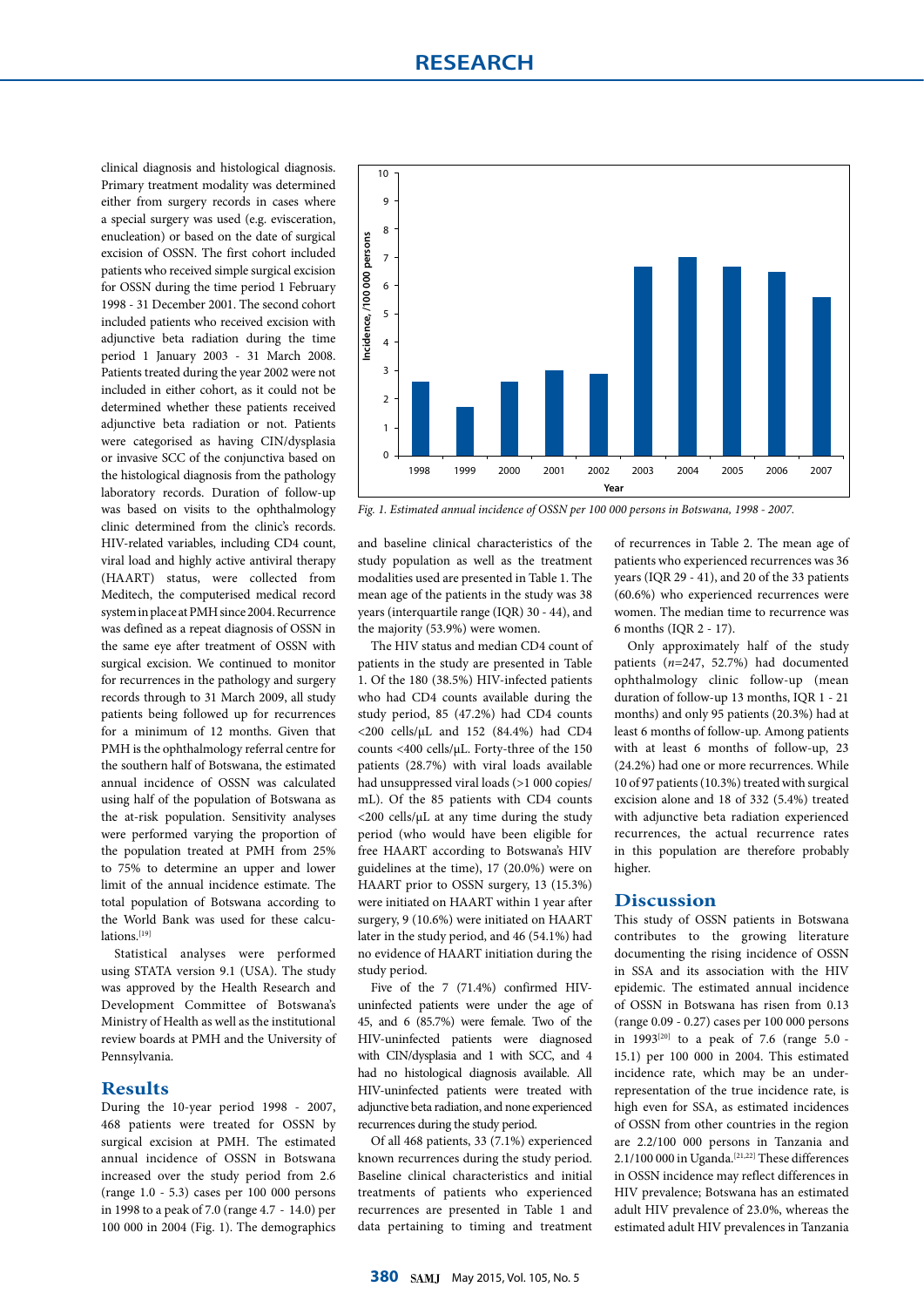clinical diagnosis and histological diagnosis. Primary treatment modality was determined either from surgery records in cases where a special surgery was used (e.g. evisceration, enucleation) or based on the date of surgical excision of OSSN. The first cohort included patients who received simple surgical excision for OSSN during the time period 1 February 1998 - 31 December 2001. The second cohort included patients who received excision with adjunctive beta radiation during the time period 1 January 2003 - 31 March 2008. Patients treated during the year 2002 were not included in either cohort, as it could not be determined whether these patients received adjunctive beta radiation or not. Patients were categorised as having CIN/dysplasia or invasive SCC of the conjunctiva based on the histological diagnosis from the pathology laboratory records. Duration of follow-up was based on visits to the ophthalmology clinic determined from the clinic's records. HIV-related variables, including CD4 count, viral load and highly active antiviral therapy (HAART) status, were collected from Meditech, the computerised medical record system in place at PMH since 2004. Recurrence was defined as a repeat diagnosis of OSSN in the same eye after treatment of OSSN with surgical excision. We continued to monitor for recurrences in the pathology and surgery records through to 31 March 2009, all study patients being followed up for recurrences for a minimum of 12 months. Given that PMH is the ophthalmology referral centre for the southern half of Botswana, the estimated annual incidence of OSSN was calculated using half of the population of Botswana as the at-risk population. Sensitivity analyses were performed varying the proportion of the population treated at PMH from 25% to 75% to determine an upper and lower limit of the annual incidence estimate. The total population of Botswana according to the World Bank was used for these calculations.[19]

Statistical analyses were performed using STATA version 9.1 (USA). The study was approved by the Health Research and Development Committee of Botswana's Ministry of Health as well as the institutional review boards at PMH and the University of Pennsylvania.

## Results

During the 10-year period 1998 - 2007, 468 patients were treated for OSSN by surgical excision at PMH. The estimated annual incidence of OSSN in Botswana increased over the study period from 2.6 (range 1.0 - 5.3) cases per 100 000 persons in 1998 to a peak of 7.0 (range 4.7 - 14.0) per 100 000 in 2004 (Fig. 1). The demographics and baseline clinical characteristics of the study population as well as the treatment modalities used are presented in Table 1. The mean age of the patients in the study was 38 years (interquartile range (IQR) 30 - 44), and the majority (53.9%) were women.

| Year | Incidence, /100 000 persons |
|---|---|
| 1998 | 2.6 |
| 1999 | 1.7 |
| 2000 | 2.6 |
| 2001 | 3.0 |
| 2002 | 2.9 |
| 2003 | 6.7 |
| 2004 | 7.0 |
| 2005 | 6.7 |
| 2006 | 6.5 |
| 2007 | 5.6 |

*Fig. 1. Estimated annual incidence of OSSN per 100 000 persons in Botswana, 1998 - 2007.*

The HIV status and median CD4 count of patients in the study are presented in Table 1. Of the 180 (38.5%) HIV-infected patients who had CD4 counts available during the study period, 85 (47.2%) had CD4 counts <200 cells/µL and 152 (84.4%) had CD4 counts <400 cells/µL. Forty-three of the 150 patients (28.7%) with viral loads available had unsuppressed viral loads (>1 000 copies/mL). Of the 85 patients with CD4 counts <200 cells/µL at any time during the study period (who would have been eligible for free HAART according to Botswana's HIV guidelines at the time), 17 (20.0%) were on HAART prior to OSSN surgery, 13 (15.3%) were initiated on HAART within 1 year after surgery, 9 (10.6%) were initiated on HAART later in the study period, and 46 (54.1%) had no evidence of HAART initiation during the study period.

Five of the 7 (71.4%) confirmed HIV-uninfected patients were under the age of 45, and 6 (85.7%) were female. Two of the HIV-uninfected patients were diagnosed with CIN/dysplasia and 1 with SCC, and 4 had no histological diagnosis available. All HIV-uninfected patients were treated with adjunctive beta radiation, and none experienced recurrences during the study period.

Of all 468 patients, 33 (7.1%) experienced known recurrences during the study period. Baseline clinical characteristics and initial treatments of patients who experienced recurrences are presented in Table 1 and data pertaining to timing and treatment of recurrences in Table 2. The mean age of patients who experienced recurrences was 36 years (IQR 29 - 41), and 20 of the 33 patients (60.6%) who experienced recurrences were women. The median time to recurrence was 6 months (IQR 2 - 17).

Only approximately half of the study patients ($n$=247, 52.7%) had documented ophthalmology clinic follow-up (mean duration of follow-up 13 months, IQR 1 - 21 months) and only 95 patients (20.3%) had at least 6 months of follow-up. Among patients with at least 6 months of follow-up, 23 (24.2%) had one or more recurrences. While 10 of 97 patients (10.3%) treated with surgical excision alone and 18 of 332 (5.4%) treated with adjunctive beta radiation experienced recurrences, the actual recurrence rates in this population are therefore probably higher.

## Discussion

This study of OSSN patients in Botswana contributes to the growing literature documenting the rising incidence of OSSN in SSA and its association with the HIV epidemic. The estimated annual incidence of OSSN in Botswana has risen from 0.13 (range 0.09 - 0.27) cases per 100 000 persons in 1993[20] to a peak of 7.6 (range 5.0 - 15.1) per 100 000 in 2004. This estimated incidence rate, which may be an under-representation of the true incidence rate, is high even for SSA, as estimated incidences of OSSN from other countries in the region are 2.2/100 000 persons in Tanzania and 2.1/100 000 in Uganda.[21,22] These differences in OSSN incidence may reflect differences in HIV prevalence; Botswana has an estimated adult HIV prevalence of 23.0%, whereas the estimated adult HIV prevalences in Tanzania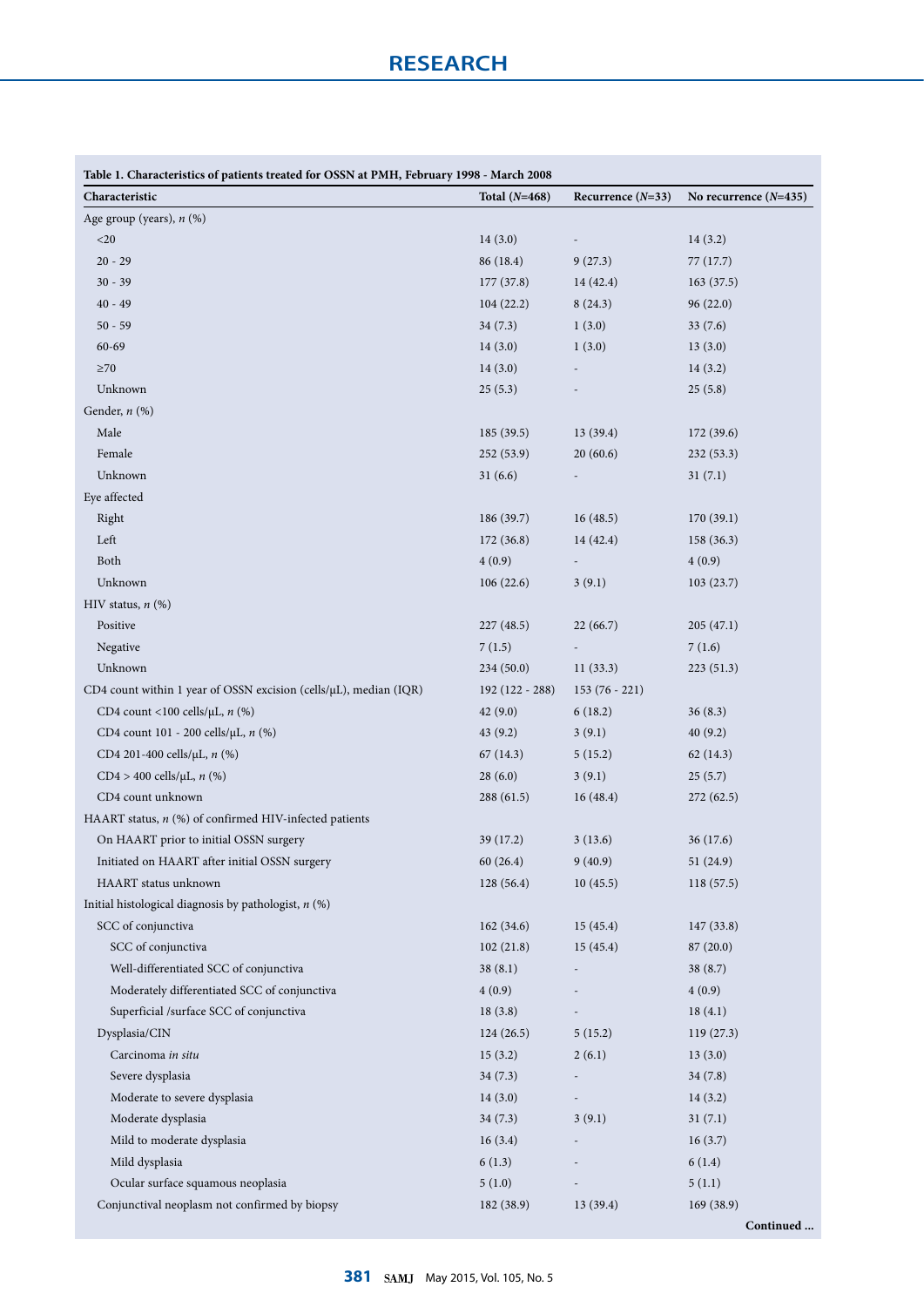**Table 1. Characteristics of patients treated for OSSN at PMH, February 1998 - March 2008**

| Characteristic | Total (*N*=468) | Recurrence (*N*=33) | No recurrence (*N*=435) |
|---|---|---|---|
| Age group (years), *n* (%) | | | |
| <20 | 14 (3.0) | - | 14 (3.2) |
| 20 - 29 | 86 (18.4) | 9 (27.3) | 77 (17.7) |
| 30 - 39 | 177 (37.8) | 14 (42.4) | 163 (37.5) |
| 40 - 49 | 104 (22.2) | 8 (24.3) | 96 (22.0) |
| 50 - 59 | 34 (7.3) | 1 (3.0) | 33 (7.6) |
| 60-69 | 14 (3.0) | 1 (3.0) | 13 (3.0) |
| ≥70 | 14 (3.0) | - | 14 (3.2) |
| Unknown | 25 (5.3) | - | 25 (5.8) |
| Gender, *n* (%) | | | |
| Male | 185 (39.5) | 13 (39.4) | 172 (39.6) |
| Female | 252 (53.9) | 20 (60.6) | 232 (53.3) |
| Unknown | 31 (6.6) | - | 31 (7.1) |
| Eye affected | | | |
| Right | 186 (39.7) | 16 (48.5) | 170 (39.1) |
| Left | 172 (36.8) | 14 (42.4) | 158 (36.3) |
| Both | 4 (0.9) | - | 4 (0.9) |
| Unknown | 106 (22.6) | 3 (9.1) | 103 (23.7) |
| HIV status, *n* (%) | | | |
| Positive | 227 (48.5) | 22 (66.7) | 205 (47.1) |
| Negative | 7 (1.5) | - | 7 (1.6) |
| Unknown | 234 (50.0) | 11 (33.3) | 223 (51.3) |
| CD4 count within 1 year of OSSN excision (cells/µL), median (IQR) | 192 (122 - 288) | 153 (76 - 221) | |
| CD4 count <100 cells/µL, *n* (%) | 42 (9.0) | 6 (18.2) | 36 (8.3) |
| CD4 count 101 - 200 cells/µL, *n* (%) | 43 (9.2) | 3 (9.1) | 40 (9.2) |
| CD4 201-400 cells/µL, *n* (%) | 67 (14.3) | 5 (15.2) | 62 (14.3) |
| CD4 > 400 cells/µL, *n* (%) | 28 (6.0) | 3 (9.1) | 25 (5.7) |
| CD4 count unknown | 288 (61.5) | 16 (48.4) | 272 (62.5) |
| HAART status, *n* (%) of confirmed HIV-infected patients | | | |
| On HAART prior to initial OSSN surgery | 39 (17.2) | 3 (13.6) | 36 (17.6) |
| Initiated on HAART after initial OSSN surgery | 60 (26.4) | 9 (40.9) | 51 (24.9) |
| HAART status unknown | 128 (56.4) | 10 (45.5) | 118 (57.5) |
| Initial histological diagnosis by pathologist, *n* (%) | | | |
| SCC of conjunctiva | 162 (34.6) | 15 (45.4) | 147 (33.8) |
| SCC of conjunctiva | 102 (21.8) | 15 (45.4) | 87 (20.0) |
| Well-differentiated SCC of conjunctiva | 38 (8.1) | - | 38 (8.7) |
| Moderately differentiated SCC of conjunctiva | 4 (0.9) | - | 4 (0.9) |
| Superficial /surface SCC of conjunctiva | 18 (3.8) | - | 18 (4.1) |
| Dysplasia/CIN | 124 (26.5) | 5 (15.2) | 119 (27.3) |
| Carcinoma *in situ* | 15 (3.2) | 2 (6.1) | 13 (3.0) |
| Severe dysplasia | 34 (7.3) | - | 34 (7.8) |
| Moderate to severe dysplasia | 14 (3.0) | - | 14 (3.2) |
| Moderate dysplasia | 34 (7.3) | 3 (9.1) | 31 (7.1) |
| Mild to moderate dysplasia | 16 (3.4) | - | 16 (3.7) |
| Mild dysplasia | 6 (1.3) | - | 6 (1.4) |
| Ocular surface squamous neoplasia | 5 (1.0) | - | 5 (1.1) |
| Conjunctival neoplasm not confirmed by biopsy | 182 (38.9) | 13 (39.4) | 169 (38.9) |

**Continued ...**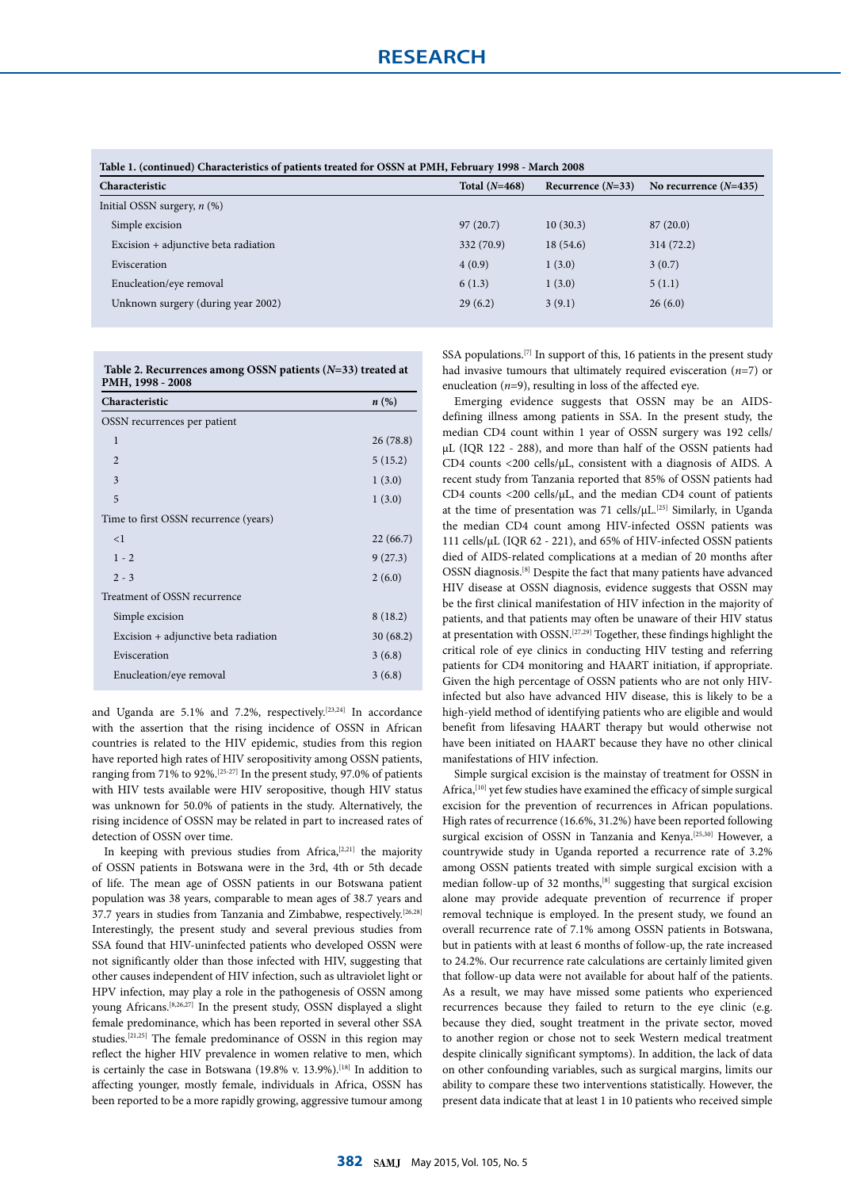**Table 1. (continued) Characteristics of patients treated for OSSN at PMH, February 1998 - March 2008**

| Characteristic | Total (*N*=468) | Recurrence (*N*=33) | No recurrence (*N*=435) |
|---|---|---|---|
| Initial OSSN surgery, *n* (%) | | | |
| Simple excision | 97 (20.7) | 10 (30.3) | 87 (20.0) |
| Excision + adjunctive beta radiation | 332 (70.9) | 18 (54.6) | 314 (72.2) |
| Evisceration | 4 (0.9) | 1 (3.0) | 3 (0.7) |
| Enucleation/eye removal | 6 (1.3) | 1 (3.0) | 5 (1.1) |
| Unknown surgery (during year 2002) | 29 (6.2) | 3 (9.1) | 26 (6.0) |

**Table 2. Recurrences among OSSN patients (*N*=33) treated at PMH, 1998 - 2008**

| Characteristic | *n* (%) |
|---|---|
| OSSN recurrences per patient | |
| 1 | 26 (78.8) |
| 2 | 5 (15.2) |
| 3 | 1 (3.0) |
| 5 | 1 (3.0) |
| Time to first OSSN recurrence (years) | |
| <1 | 22 (66.7) |
| 1 - 2 | 9 (27.3) |
| 2 - 3 | 2 (6.0) |
| Treatment of OSSN recurrence | |
| Simple excision | 8 (18.2) |
| Excision + adjunctive beta radiation | 30 (68.2) |
| Evisceration | 3 (6.8) |
| Enucleation/eye removal | 3 (6.8) |

and Uganda are 5.1% and 7.2%, respectively.[23,24] In accordance with the assertion that the rising incidence of OSSN in African countries is related to the HIV epidemic, studies from this region have reported high rates of HIV seropositivity among OSSN patients, ranging from 71% to 92%.[25-27] In the present study, 97.0% of patients with HIV tests available were HIV seropositive, though HIV status was unknown for 50.0% of patients in the study. Alternatively, the rising incidence of OSSN may be related in part to increased rates of detection of OSSN over time.

In keeping with previous studies from Africa,[2,21] the majority of OSSN patients in Botswana were in the 3rd, 4th or 5th decade of life. The mean age of OSSN patients in our Botswana patient population was 38 years, comparable to mean ages of 38.7 years and 37.7 years in studies from Tanzania and Zimbabwe, respectively.[26,28] Interestingly, the present study and several previous studies from SSA found that HIV-uninfected patients who developed OSSN were not significantly older than those infected with HIV, suggesting that other causes independent of HIV infection, such as ultraviolet light or HPV infection, may play a role in the pathogenesis of OSSN among young Africans.[8,26,27] In the present study, OSSN displayed a slight female predominance, which has been reported in several other SSA studies.[21,25] The female predominance of OSSN in this region may reflect the higher HIV prevalence in women relative to men, which is certainly the case in Botswana (19.8% v. 13.9%).[18] In addition to affecting younger, mostly female, individuals in Africa, OSSN has been reported to be a more rapidly growing, aggressive tumour among SSA populations.[7] In support of this, 16 patients in the present study had invasive tumours that ultimately required evisceration (*n*=7) or enucleation (*n*=9), resulting in loss of the affected eye.

Emerging evidence suggests that OSSN may be an AIDS-defining illness among patients in SSA. In the present study, the median CD4 count within 1 year of OSSN surgery was 192 cells/µL (IQR 122 - 288), and more than half of the OSSN patients had CD4 counts <200 cells/µL, consistent with a diagnosis of AIDS. A recent study from Tanzania reported that 85% of OSSN patients had CD4 counts <200 cells/µL, and the median CD4 count of patients at the time of presentation was 71 cells/µL.[25] Similarly, in Uganda the median CD4 count among HIV-infected OSSN patients was 111 cells/µL (IQR 62 - 221), and 65% of HIV-infected OSSN patients died of AIDS-related complications at a median of 20 months after OSSN diagnosis.[8] Despite the fact that many patients have advanced HIV disease at OSSN diagnosis, evidence suggests that OSSN may be the first clinical manifestation of HIV infection in the majority of patients, and that patients may often be unaware of their HIV status at presentation with OSSN.[27,29] Together, these findings highlight the critical role of eye clinics in conducting HIV testing and referring patients for CD4 monitoring and HAART initiation, if appropriate. Given the high percentage of OSSN patients who are not only HIV-infected but also have advanced HIV disease, this is likely to be a high-yield method of identifying patients who are eligible and would benefit from lifesaving HAART therapy but would otherwise not have been initiated on HAART because they have no other clinical manifestations of HIV infection.

Simple surgical excision is the mainstay of treatment for OSSN in Africa,[10] yet few studies have examined the efficacy of simple surgical excision for the prevention of recurrences in African populations. High rates of recurrence (16.6%, 31.2%) have been reported following surgical excision of OSSN in Tanzania and Kenya.[25,30] However, a countrywide study in Uganda reported a recurrence rate of 3.2% among OSSN patients treated with simple surgical excision with a median follow-up of 32 months,[8] suggesting that surgical excision alone may provide adequate prevention of recurrence if proper removal technique is employed. In the present study, we found an overall recurrence rate of 7.1% among OSSN patients in Botswana, but in patients with at least 6 months of follow-up, the rate increased to 24.2%. Our recurrence rate calculations are certainly limited given that follow-up data were not available for about half of the patients. As a result, we may have missed some patients who experienced recurrences because they failed to return to the eye clinic (e.g. because they died, sought treatment in the private sector, moved to another region or chose not to seek Western medical treatment despite clinically significant symptoms). In addition, the lack of data on other confounding variables, such as surgical margins, limits our ability to compare these two interventions statistically. However, the present data indicate that at least 1 in 10 patients who received simple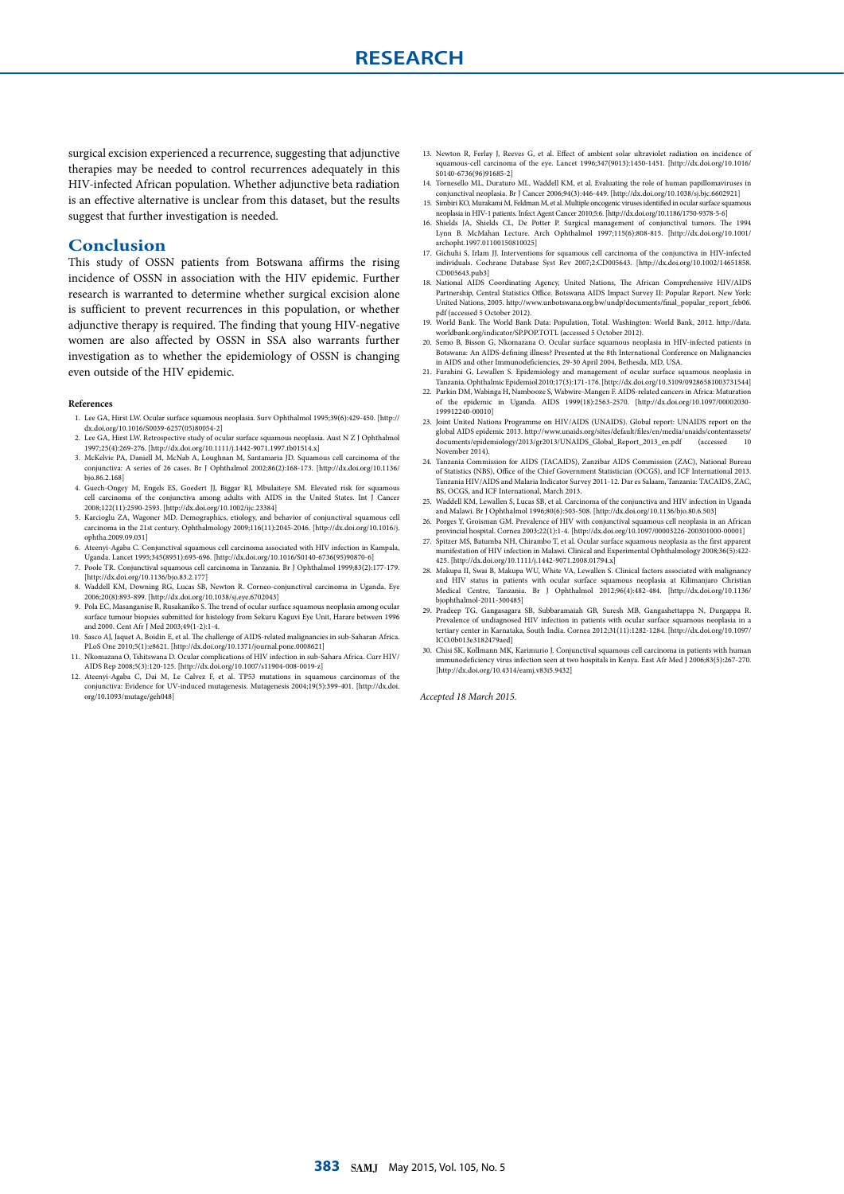surgical excision experienced a recurrence, suggesting that adjunctive therapies may be needed to control recurrences adequately in this HIV-infected African population. Whether adjunctive beta radiation is an effective alternative is unclear from this dataset, but the results suggest that further investigation is needed.

## Conclusion

This study of OSSN patients from Botswana affirms the rising incidence of OSSN in association with the HIV epidemic. Further research is warranted to determine whether surgical excision alone is sufficient to prevent recurrences in this population, or whether adjunctive therapy is required. The finding that young HIV-negative women are also affected by OSSN in SSA also warrants further investigation as to whether the epidemiology of OSSN is changing even outside of the HIV epidemic.

### References

1. Lee GA, Hirst LW. Ocular surface squamous neoplasia. Surv Ophthalmol 1995;39(6):429-450. [http://dx.doi.org/10.1016/S0039-6257(05)80054-2]
2. Lee GA, Hirst LW. Retrospective study of ocular surface squamous neoplasia. Aust N Z J Ophthalmol 1997;25(4):269-276. [http://dx.doi.org/10.1111/j.1442-9071.1997.tb01514.x]
3. McKelvie PA, Daniell M, McNab A, Loughnan M, Santamaria JD. Squamous cell carcinoma of the conjunctiva: A series of 26 cases. Br J Ophthalmol 2002;86(2):168-173. [http://dx.doi.org/10.1136/bjo.86.2.168]
4. Guech-Ongey M, Engels ES, Goedert JJ, Biggar RJ, Mbulaiteye SM. Elevated risk for squamous cell carcinoma of the conjunctiva among adults with AIDS in the United States. Int J Cancer 2008;122(11):2590-2593. [http://dx.doi.org/10.1002/ijc.23384]
5. Karcioglu ZA, Wagoner MD. Demographics, etiology, and behavior of conjunctival squamous cell carcinoma in the 21st century. Ophthalmology 2009;116(11):2045-2046. [http://dx.doi.org/10.1016/j.ophtha.2009.09.031]
6. Ateenyi-Agaba C. Conjunctival squamous cell carcinoma associated with HIV infection in Kampala, Uganda. Lancet 1995;345(8951):695-696. [http://dx.doi.org/10.1016/S0140-6736(95)90870-6]
7. Poole TR. Conjunctival squamous cell carcinoma in Tanzania. Br J Ophthalmol 1999;83(2):177-179. [http://dx.doi.org/10.1136/bjo.83.2.177]
8. Waddell KM, Downing RG, Lucas SB, Newton R. Corneo-conjunctival carcinoma in Uganda. Eye 2006;20(8):893-899. [http://dx.doi.org/10.1038/sj.eye.6702043]
9. Pola EC, Masanganise R, Rusakaniko S. The trend of ocular surface squamous neoplasia among ocular surface tumour biopsies submitted for histology from Sekuru Kaguvi Eye Unit, Harare between 1996 and 2000. Cent Afr J Med 2003;49(1-2):1-4.
10. Sasco AJ, Jaquet A, Boidin E, et al. The challenge of AIDS-related malignancies in sub-Saharan Africa. PLoS One 2010;5(1):e8621. [http://dx.doi.org/10.1371/journal.pone.0008621]
11. Nkomazana O, Tshitswana D. Ocular complications of HIV infection in sub-Sahara Africa. Curr HIV/AIDS Rep 2008;5(3):120-125. [http://dx.doi.org/10.1007/s11904-008-0019-z]
12. Ateenyi-Agaba C, Dai M, Le Calvez F, et al. TP53 mutations in squamous carcinomas of the conjunctiva: Evidence for UV-induced mutagenesis. Mutagenesis 2004;19(5):399-401. [http://dx.doi.org/10.1093/mutage/geh048]
13. Newton R, Ferlay J, Reeves G, et al. Effect of ambient solar ultraviolet radiation on incidence of squamous-cell carcinoma of the eye. Lancet 1996;347(9013):1450-1451. [http://dx.doi.org/10.1016/S0140-6736(96)91685-2]
14. Tornesello ML, Duraturo ML, Waddell KM, et al. Evaluating the role of human papillomaviruses in conjunctival neoplasia. Br J Cancer 2006;94(3):446-449. [http://dx.doi.org/10.1038/sj.bjc.6602921]
15. Simbiri KO, Murakami M, Feldman M, et al. Multiple oncogenic viruses identified in ocular surface squamous neoplasia in HIV-1 patients. Infect Agent Cancer 2010;5:6. [http://dx.doi.org/10.1186/1750-9378-5-6]
16. Shields JA, Shields CL, De Potter P. Surgical management of conjunctival tumors. The 1994 Lynn B. McMahan Lecture. Arch Ophthalmol 1997;115(6):808-815. [http://dx.doi.org/10.1001/archopht.1997.01100150810025]
17. Gichuhi S, Irlam JJ. Interventions for squamous cell carcinoma of the conjunctiva in HIV-infected individuals. Cochrane Database Syst Rev 2007;2:CD005643. [http://dx.doi.org/10.1002/14651858.CD005643.pub3]
18. National AIDS Coordinating Agency, United Nations, The African Comprehensive HIV/AIDS Partnership, Central Statistics Office. Botswana AIDS Impact Survey II: Popular Report. New York: United Nations, 2005. http://www.unbotswana.org.bw/undp/documents/final_popular_report_feb06.pdf (accessed 5 October 2012).
19. World Bank. The World Bank Data: Population, Total. Washington: World Bank, 2012. http://data.worldbank.org/indicator/SP.POP.TOTL (accessed 5 October 2012).
20. Semo B, Bisson G, Nkomazana O. Ocular surface squamous neoplasia in HIV-infected patients in Botswana: An AIDS-defining illness? Presented at the 8th International Conference on Malignancies in AIDS and other Immunodeficiencies, 29-30 April 2004, Bethesda, MD, USA.
21. Furahini G, Lewallen S. Epidemiology and management of ocular surface squamous neoplasia in Tanzania. Ophthalmic Epidemiol 2010;17(3):171-176. [http://dx.doi.org/10.3109/09286581003731544]
22. Parkin DM, Wabinga H, Nambooze S, Wabwire-Mangen F. AIDS-related cancers in Africa: Maturation of the epidemic in Uganda. AIDS 1999(18):2563-2570. [http://dx.doi.org/10.1097/00002030-199912240-00010]
23. Joint United Nations Programme on HIV/AIDS (UNAIDS). Global report: UNAIDS report on the global AIDS epidemic 2013. http://www.unaids.org/sites/default/files/en/media/unaids/contentassets/documents/epidemiology/2013/gr2013/UNAIDS_Global_Report_2013_en.pdf (accessed 10 November 2014).
24. Tanzania Commission for AIDS (TACAIDS), Zanzibar AIDS Commission (ZAC), National Bureau of Statistics (NBS), Office of the Chief Government Statistician (OCGS), and ICF International 2013. Tanzania HIV/AIDS and Malaria Indicator Survey 2011-12. Dar es Salaam, Tanzania: TACAIDS, ZAC, BS, OCGS, and ICF International, March 2013.
25. Waddell KM, Lewallen S, Lucas SB, et al. Carcinoma of the conjunctiva and HIV infection in Uganda and Malawi. Br J Ophthalmol 1996;80(6):503-508. [http://dx.doi.org/10.1136/bjo.80.6.503]
26. Porges Y, Groisman GM. Prevalence of HIV with conjunctival squamous cell neoplasia in an African provincial hospital. Cornea 2003;22(1):1-4. [http://dx.doi.org/10.1097/00003226-200301000-00001]
27. Spitzer MS, Batumba NH, Chirambo T, et al. Ocular surface squamous neoplasia as the first apparent manifestation of HIV infection in Malawi. Clinical and Experimental Ophthalmology 2008;36(5):422-425. [http://dx.doi.org/10.1111/j.1442-9071.2008.01794.x]
28. Makupa II, Swai B, Makupa WU, White VA, Lewallen S. Clinical factors associated with malignancy and HIV status in patients with ocular surface squamous neoplasia at Kilimanjaro Christian Medical Centre, Tanzania. Br J Ophthalmol 2012;96(4):482-484. [http://dx.doi.org/10.1136/bjophthalmol-2011-300485]
29. Pradeep TG, Gangasagara SB, Subbaramaiah GB, Suresh MB, Gangashettappa N, Durgappa R. Prevalence of undiagnosed HIV infection in patients with ocular surface squamous neoplasia in a tertiary center in Karnataka, South India. Cornea 2012;31(11):1282-1284. [http://dx.doi.org/10.1097/ICO.0b013e3182479aed]
30. Chisi SK, Kollmann MK, Karimurio J. Conjunctival squamous cell carcinoma in patients with human immunodeficiency virus infection seen at two hospitals in Kenya. East Afr Med J 2006;83(5):267-270. [http://dx.doi.org/10.4314/eamj.v83i5.9432]

*Accepted 18 March 2015.*